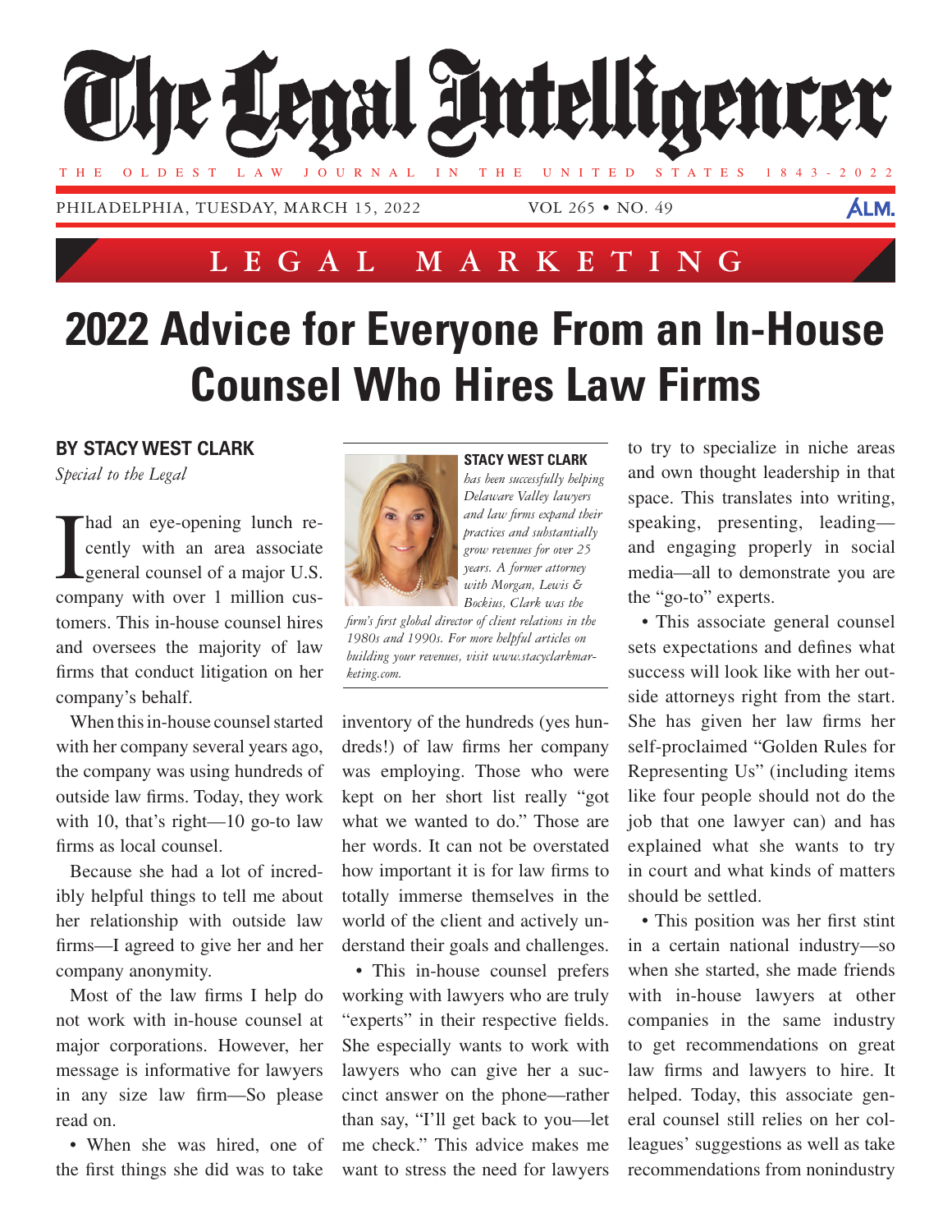# The Legal Intelligencer

THE OLDEST LAW JOURNAL IN THE UNITED STATES 1843-2022

PHILADELPHIA, TUESDAY, MARCH 15, 2022 VOL 265 • NO. 49

## LEGAL MARKETING

# 2022 Advice for Everyone From an In-House Counsel Who Hires Law Firms

**BY STACY WEST CLARK**

*Special to the Legal*

I had an eye-opening lunch recently with an area associate general counsel of a major U.S. company with over 1 million customers. This in-house counsel hires and oversees the majority of law firms that conduct litigation on her company's behalf.

When this in-house counsel started with her company several years ago, the company was using hundreds of outside law firms. Today, they work with 10, that's right—10 go-to law firms as local counsel.

Because she had a lot of incredibly helpful things to tell me about her relationship with outside law firms—I agreed to give her and her company anonymity.

Most of the law firms I help do not work with in-house counsel at major corporations. However, her message is informative for lawyers in any size law firm—So please read on.

**STACY WEST CLARK** *has been successfully helping Delaware Valley lawyers and law firms expand their practices and substantially grow revenues for over 25 years. A former attorney with Morgan, Lewis & Bockius, Clark was the firm's first global director of client relations in the 1980s and 1990s. For more helpful articles on building your revenues, visit www.stacyclarkmarketing.com.*

• When she was hired, one of the first things she did was to take inventory of the hundreds (yes hundreds!) of law firms her company was employing. Those who were kept on her short list really "got what we wanted to do." Those are her words. It can not be overstated how important it is for law firms to totally immerse themselves in the world of the client and actively understand their goals and challenges.

• This in-house counsel prefers working with lawyers who are truly "experts" in their respective fields. She especially wants to work with lawyers who can give her a succinct answer on the phone—rather than say, "I'll get back to you—let me check." This advice makes me want to stress the need for lawyers to try to specialize in niche areas and own thought leadership in that space. This translates into writing, speaking, presenting, leading—and engaging properly in social media—all to demonstrate you are the "go-to" experts.

• This associate general counsel sets expectations and defines what success will look like with her outside attorneys right from the start. She has given her law firms her self-proclaimed "Golden Rules for Representing Us" (including items like four people should not do the job that one lawyer can) and has explained what she wants to try in court and what kinds of matters should be settled.

• This position was her first stint in a certain national industry—so when she started, she made friends with in-house lawyers at other companies in the same industry to get recommendations on great law firms and lawyers to hire. It helped. Today, this associate general counsel still relies on her colleagues' suggestions as well as take recommendations from nonindustry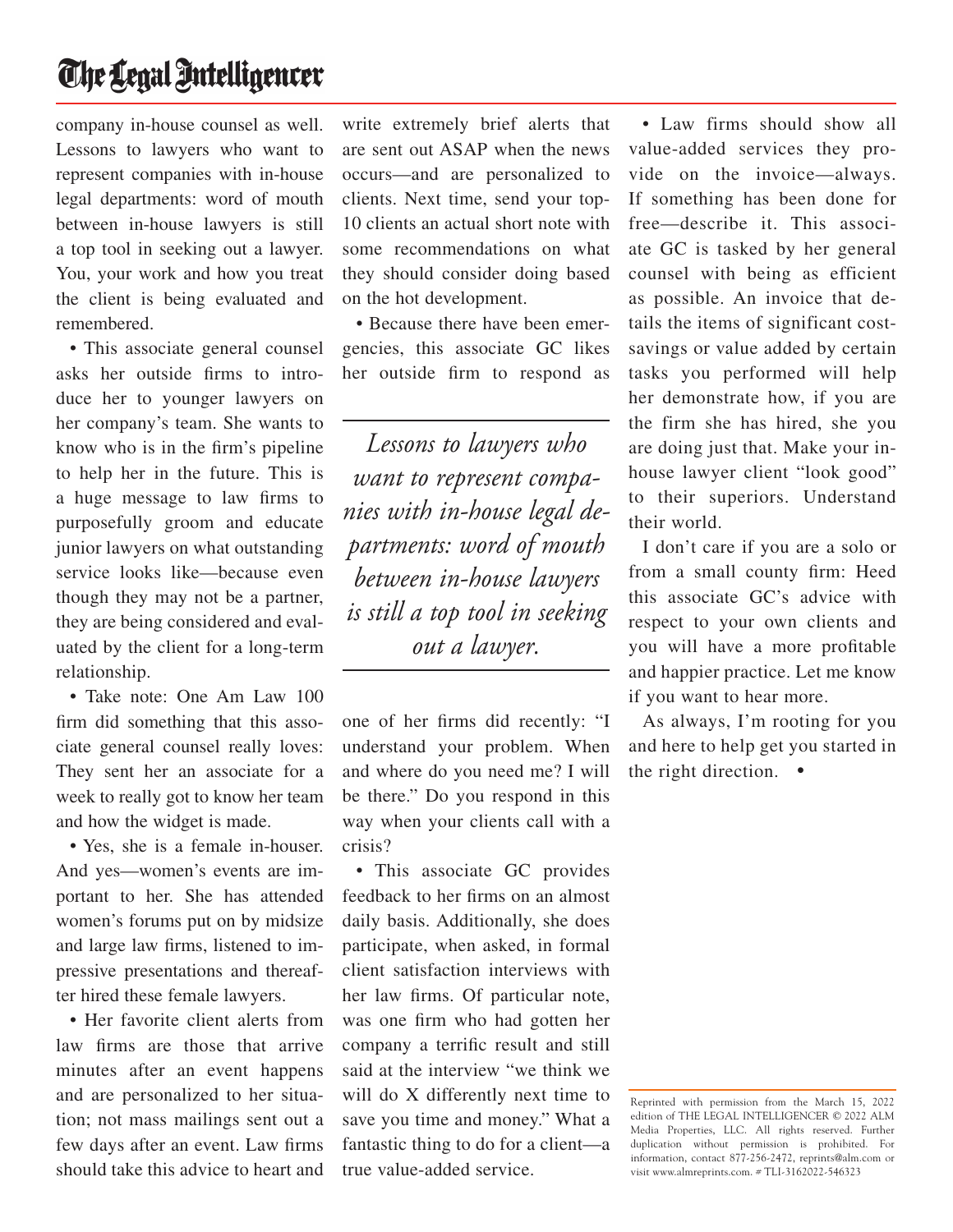company in-house counsel as well. Lessons to lawyers who want to represent companies with in-house legal departments: word of mouth between in-house lawyers is still a top tool in seeking out a lawyer. You, your work and how you treat the client is being evaluated and remembered.

• This associate general counsel asks her outside firms to introduce her to younger lawyers on her company's team. She wants to know who is in the firm's pipeline to help her in the future. This is a huge message to law firms to purposefully groom and educate junior lawyers on what outstanding service looks like—because even though they may not be a partner, they are being considered and evaluated by the client for a long-term relationship.

• Take note: One Am Law 100 firm did something that this associate general counsel really loves: They sent her an associate for a week to really got to know her team and how the widget is made.

• Yes, she is a female in-houser. And yes—women's events are important to her. She has attended women's forums put on by midsize and large law firms, listened to impressive presentations and thereafter hired these female lawyers.

• Her favorite client alerts from law firms are those that arrive minutes after an event happens and are personalized to her situation; not mass mailings sent out a few days after an event. Law firms should take this advice to heart and write extremely brief alerts that are sent out ASAP when the news occurs—and are personalized to clients. Next time, send your top-10 clients an actual short note with some recommendations on what they should consider doing based on the hot development.

• Because there have been emergencies, this associate GC likes her outside firm to respond as one of her firms did recently: "I understand your problem. When and where do you need me? I will be there." Do you respond in this way when your clients call with a crisis?

> *Lessons to lawyers who want to represent companies with in-house legal departments: word of mouth between in-house lawyers is still a top tool in seeking out a lawyer.*

• This associate GC provides feedback to her firms on an almost daily basis. Additionally, she does participate, when asked, in formal client satisfaction interviews with her law firms. Of particular note, was one firm who had gotten her company a terrific result and still said at the interview "we think we will do X differently next time to save you time and money." What a fantastic thing to do for a client—a true value-added service.

• Law firms should show all value-added services they provide on the invoice—always. If something has been done for free—describe it. This associate GC is tasked by her general counsel with being as efficient as possible. An invoice that details the items of significant cost-savings or value added by certain tasks you performed will help her demonstrate how, if you are the firm she has hired, she you are doing just that. Make your in-house lawyer client "look good" to their superiors. Understand their world.

I don't care if you are a solo or from a small county firm: Heed this associate GC's advice with respect to your own clients and you will have a more profitable and happier practice. Let me know if you want to hear more.

As always, I'm rooting for you and here to help get you started in the right direction. •

Reprinted with permission from the March 15, 2022 edition of THE LEGAL INTELLIGENCER © 2022 ALM Media Properties, LLC. All rights reserved. Further duplication without permission is prohibited. For information, contact 877-256-2472, reprints@alm.com or visit www.almreprints.com. # TLI-3162022-546323